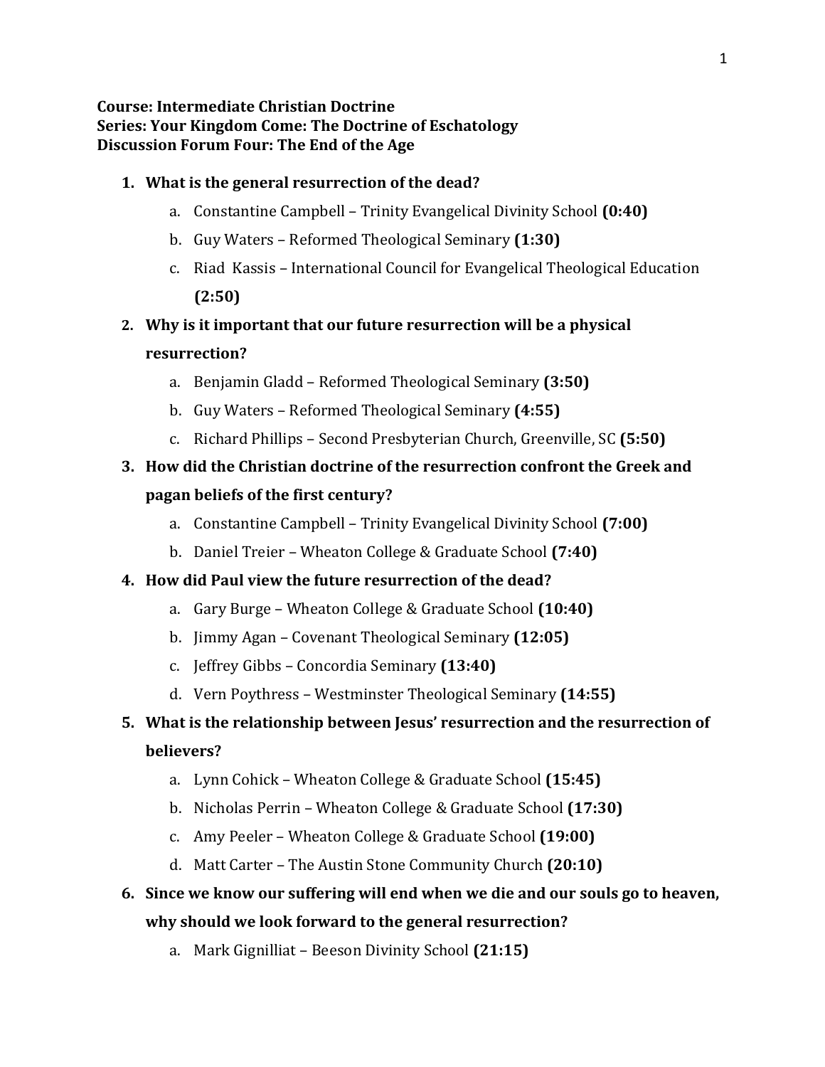**Course: Intermediate Christian Doctrine**
**Series: Your Kingdom Come: The Doctrine of Eschatology**
**Discussion Forum Four: The End of the Age**

1. **What is the general resurrection of the dead?**
    a. Constantine Campbell – Trinity Evangelical Divinity School **(0:40)**
    b. Guy Waters – Reformed Theological Seminary **(1:30)**
    c. Riad Kassis – International Council for Evangelical Theological Education **(2:50)**
2. **Why is it important that our future resurrection will be a physical resurrection?**
    a. Benjamin Gladd – Reformed Theological Seminary **(3:50)**
    b. Guy Waters – Reformed Theological Seminary **(4:55)**
    c. Richard Phillips – Second Presbyterian Church, Greenville, SC **(5:50)**
3. **How did the Christian doctrine of the resurrection confront the Greek and pagan beliefs of the first century?**
    a. Constantine Campbell – Trinity Evangelical Divinity School **(7:00)**
    b. Daniel Treier – Wheaton College & Graduate School **(7:40)**
4. **How did Paul view the future resurrection of the dead?**
    a. Gary Burge – Wheaton College & Graduate School **(10:40)**
    b. Jimmy Agan – Covenant Theological Seminary **(12:05)**
    c. Jeffrey Gibbs – Concordia Seminary **(13:40)**
    d. Vern Poythress – Westminster Theological Seminary **(14:55)**
5. **What is the relationship between Jesus' resurrection and the resurrection of believers?**
    a. Lynn Cohick – Wheaton College & Graduate School **(15:45)**
    b. Nicholas Perrin – Wheaton College & Graduate School **(17:30)**
    c. Amy Peeler – Wheaton College & Graduate School **(19:00)**
    d. Matt Carter – The Austin Stone Community Church **(20:10)**
6. **Since we know our suffering will end when we die and our souls go to heaven, why should we look forward to the general resurrection?**
    a. Mark Gignilliat – Beeson Divinity School **(21:15)**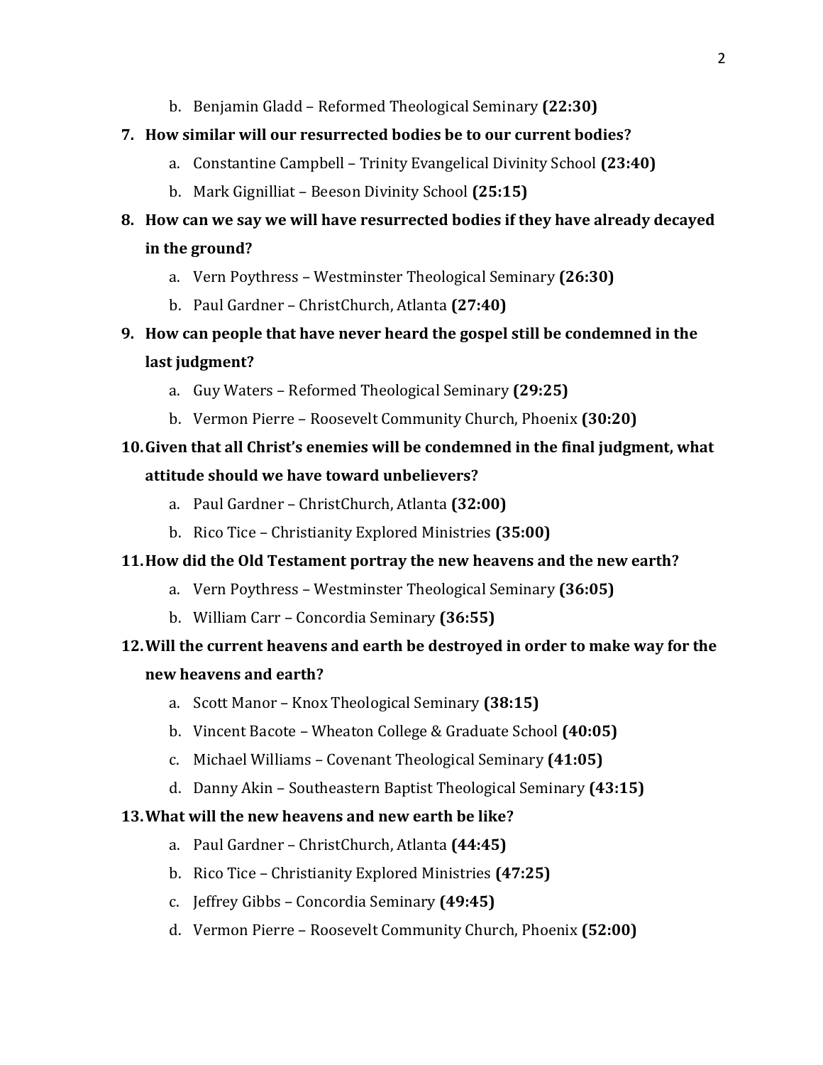b. Benjamin Gladd – Reformed Theological Seminary **(22:30)**

**7. How similar will our resurrected bodies be to our current bodies?**

a. Constantine Campbell – Trinity Evangelical Divinity School **(23:40)**
b. Mark Gignilliat – Beeson Divinity School **(25:15)**

**8. How can we say we will have resurrected bodies if they have already decayed in the ground?**

a. Vern Poythress – Westminster Theological Seminary **(26:30)**
b. Paul Gardner – ChristChurch, Atlanta **(27:40)**

**9. How can people that have never heard the gospel still be condemned in the last judgment?**

a. Guy Waters – Reformed Theological Seminary **(29:25)**
b. Vermon Pierre – Roosevelt Community Church, Phoenix **(30:20)**

**10. Given that all Christ's enemies will be condemned in the final judgment, what attitude should we have toward unbelievers?**

a. Paul Gardner – ChristChurch, Atlanta **(32:00)**
b. Rico Tice – Christianity Explored Ministries **(35:00)**

**11. How did the Old Testament portray the new heavens and the new earth?**

a. Vern Poythress – Westminster Theological Seminary **(36:05)**
b. William Carr – Concordia Seminary **(36:55)**

**12. Will the current heavens and earth be destroyed in order to make way for the new heavens and earth?**

a. Scott Manor – Knox Theological Seminary **(38:15)**
b. Vincent Bacote – Wheaton College & Graduate School **(40:05)**
c. Michael Williams – Covenant Theological Seminary **(41:05)**
d. Danny Akin – Southeastern Baptist Theological Seminary **(43:15)**

**13. What will the new heavens and new earth be like?**

a. Paul Gardner – ChristChurch, Atlanta **(44:45)**
b. Rico Tice – Christianity Explored Ministries **(47:25)**
c. Jeffrey Gibbs – Concordia Seminary **(49:45)**
d. Vermon Pierre – Roosevelt Community Church, Phoenix **(52:00)**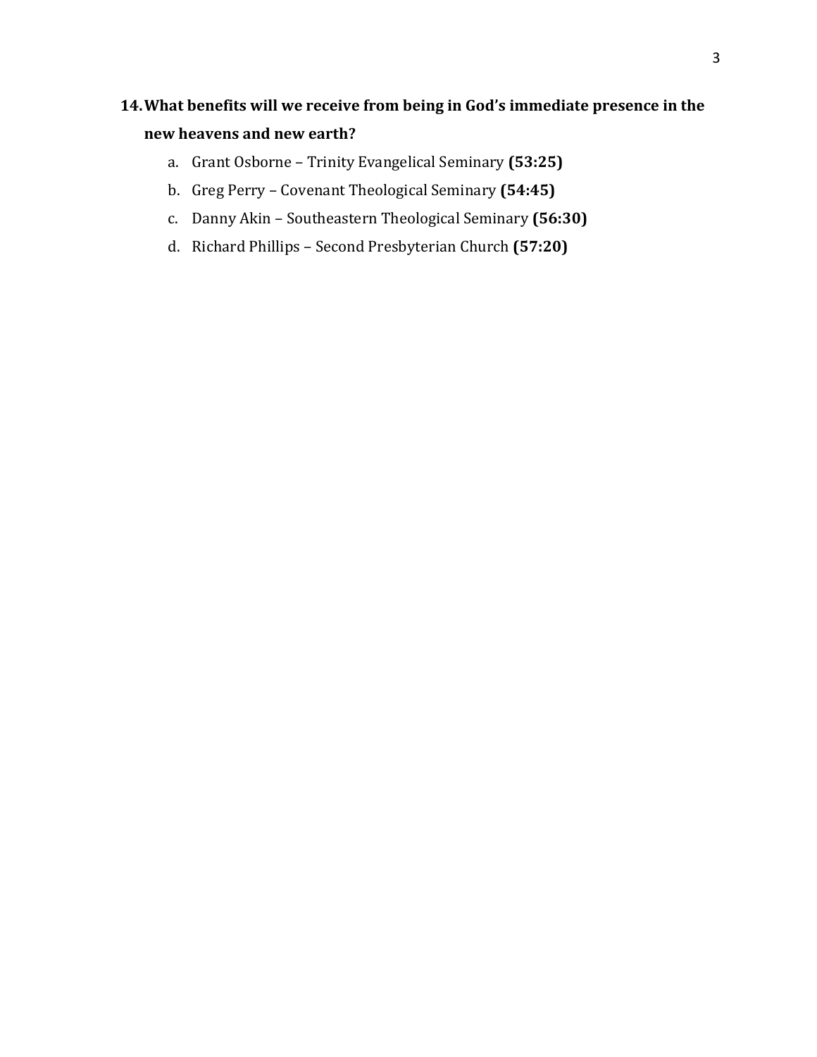14. **What benefits will we receive from being in God's immediate presence in the new heavens and new earth?**
    a. Grant Osborne – Trinity Evangelical Seminary **(53:25)**
    b. Greg Perry – Covenant Theological Seminary **(54:45)**
    c. Danny Akin – Southeastern Theological Seminary **(56:30)**
    d. Richard Phillips – Second Presbyterian Church **(57:20)**